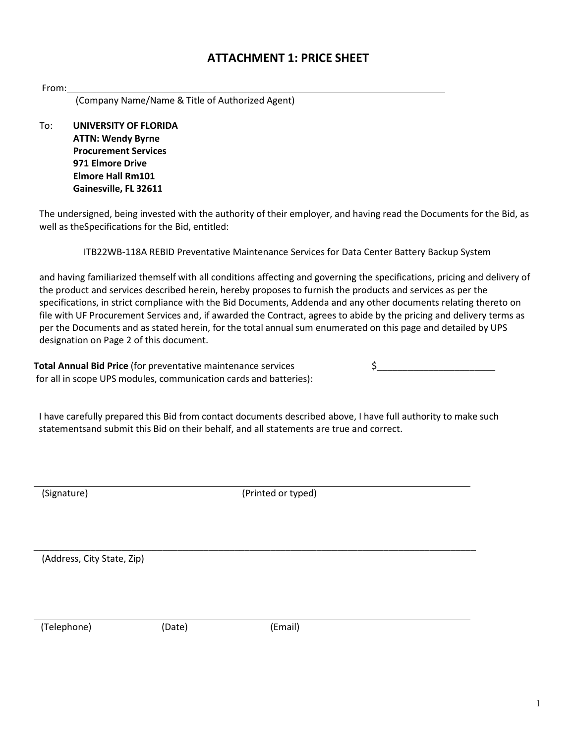# ATTACHMENT 1: PRICE SHEET

From:\_\_\_\_\_\_\_\_\_\_\_\_\_\_\_\_\_\_\_\_\_\_\_\_\_\_\_\_\_\_\_\_\_\_\_\_\_\_\_\_\_\_\_\_\_\_\_\_\_\_\_\_\_\_\_\_\_\_\_\_

(Company Name/Name & Title of Authorized Agent)

To: **UNIVERSITY OF FLORIDA**
**ATTN: Wendy Byrne**
**Procurement Services**
**971 Elmore Drive**
**Elmore Hall Rm101**
**Gainesville, FL 32611**

The undersigned, being invested with the authority of their employer, and having read the Documents for the Bid, as well as theSpecifications for the Bid, entitled:

ITB22WB-118A REBID Preventative Maintenance Services for Data Center Battery Backup System

and having familiarized themself with all conditions affecting and governing the specifications, pricing and delivery of the product and services described herein, hereby proposes to furnish the products and services as per the specifications, in strict compliance with the Bid Documents, Addenda and any other documents relating thereto on file with UF Procurement Services and, if awarded the Contract, agrees to abide by the pricing and delivery terms as per the Documents and as stated herein, for the total annual sum enumerated on this page and detailed by UPS designation on Page 2 of this document.

**Total Annual Bid Price** (for preventative maintenance services for all in scope UPS modules, communication cards and batteries): $\_\_\_\_\_\_\_\_\_\_\_\_\_\_\_\_\_\_\_\_\_\_\_

I have carefully prepared this Bid from contact documents described above, I have full authority to make such statementsand submit this Bid on their behalf, and all statements are true and correct.

\_\_\_\_\_\_\_\_\_\_\_\_\_\_\_\_\_\_\_\_\_\_\_\_\_\_\_\_\_\_\_\_\_\_\_\_\_\_\_\_\_\_\_\_\_\_\_\_\_\_\_\_\_\_\_\_\_\_\_\_

(Signature) (Printed or typed)

\_\_\_\_\_\_\_\_\_\_\_\_\_\_\_\_\_\_\_\_\_\_\_\_\_\_\_\_\_\_\_\_\_\_\_\_\_\_\_\_\_\_\_\_\_\_\_\_\_\_\_\_\_\_\_\_\_\_\_\_

(Address, City State, Zip)

\_\_\_\_\_\_\_\_\_\_\_\_\_\_\_\_\_\_\_\_\_\_\_\_\_\_\_\_\_\_\_\_\_\_\_\_\_\_\_\_\_\_\_\_\_\_\_\_\_\_\_\_\_\_\_\_\_\_\_\_

(Telephone) (Date) (Email)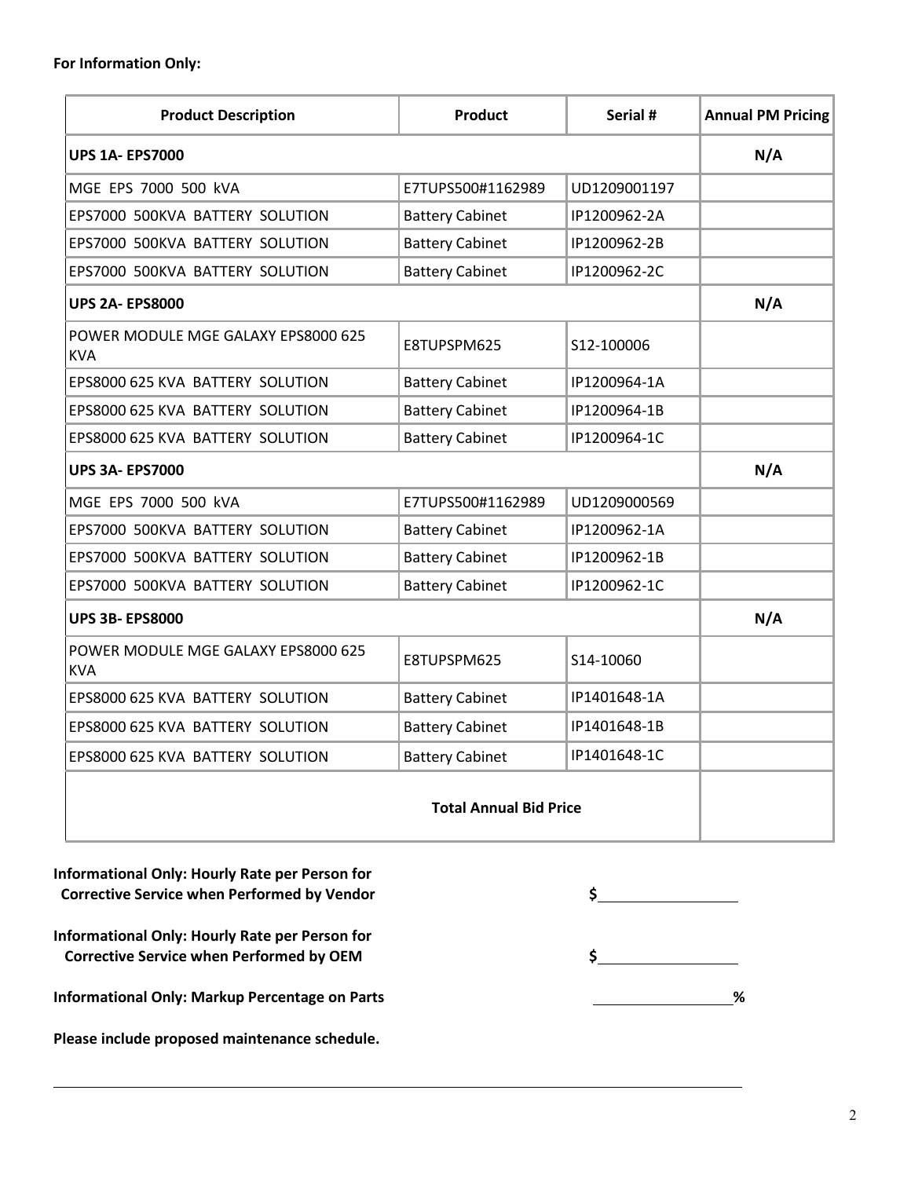**For Information Only:**

| Product Description | Product | Serial # | Annual PM Pricing |
|---|---|---|---|
| **UPS 1A- EPS7000** | | | **N/A** |
| MGE EPS 7000 500 kVA | E7TUPS500#1162989 | UD1209001197 | |
| EPS7000 500KVA BATTERY SOLUTION | Battery Cabinet | IP1200962-2A | |
| EPS7000 500KVA BATTERY SOLUTION | Battery Cabinet | IP1200962-2B | |
| EPS7000 500KVA BATTERY SOLUTION | Battery Cabinet | IP1200962-2C | |
| **UPS 2A- EPS8000** | | | **N/A** |
| POWER MODULE MGE GALAXY EPS8000 625 KVA | E8TUPSPM625 | S12-100006 | |
| EPS8000 625 KVA BATTERY SOLUTION | Battery Cabinet | IP1200964-1A | |
| EPS8000 625 KVA BATTERY SOLUTION | Battery Cabinet | IP1200964-1B | |
| EPS8000 625 KVA BATTERY SOLUTION | Battery Cabinet | IP1200964-1C | |
| **UPS 3A- EPS7000** | | | **N/A** |
| MGE EPS 7000 500 kVA | E7TUPS500#1162989 | UD1209000569 | |
| EPS7000 500KVA BATTERY SOLUTION | Battery Cabinet | IP1200962-1A | |
| EPS7000 500KVA BATTERY SOLUTION | Battery Cabinet | IP1200962-1B | |
| EPS7000 500KVA BATTERY SOLUTION | Battery Cabinet | IP1200962-1C | |
| **UPS 3B- EPS8000** | | | **N/A** |
| POWER MODULE MGE GALAXY EPS8000 625 KVA | E8TUPSPM625 | S14-10060 | |
| EPS8000 625 KVA BATTERY SOLUTION | Battery Cabinet | IP1401648-1A | |
| EPS8000 625 KVA BATTERY SOLUTION | Battery Cabinet | IP1401648-1B | |
| EPS8000 625 KVA BATTERY SOLUTION | Battery Cabinet | IP1401648-1C | |
| **Total Annual Bid Price** | | | |

**Informational Only: Hourly Rate per Person for Corrective Service when Performed by Vendor** $\_\_\_\_\_\_\_\_\_\_\_\_\_\_\_\_

**Informational Only: Hourly Rate per Person for Corrective Service when Performed by OEM** $\_\_\_\_\_\_\_\_\_\_\_\_\_\_\_\_

**Informational Only: Markup Percentage on Parts** \_\_\_\_\_\_\_\_\_\_\_\_\_\_\_\_%

**Please include proposed maintenance schedule.**

\_\_\_\_\_\_\_\_\_\_\_\_\_\_\_\_\_\_\_\_\_\_\_\_\_\_\_\_\_\_\_\_\_\_\_\_\_\_\_\_\_\_\_\_\_\_\_\_\_\_\_\_\_\_\_\_\_\_\_\_\_\_\_\_\_\_\_\_\_\_\_\_\_\_\_\_\_\_